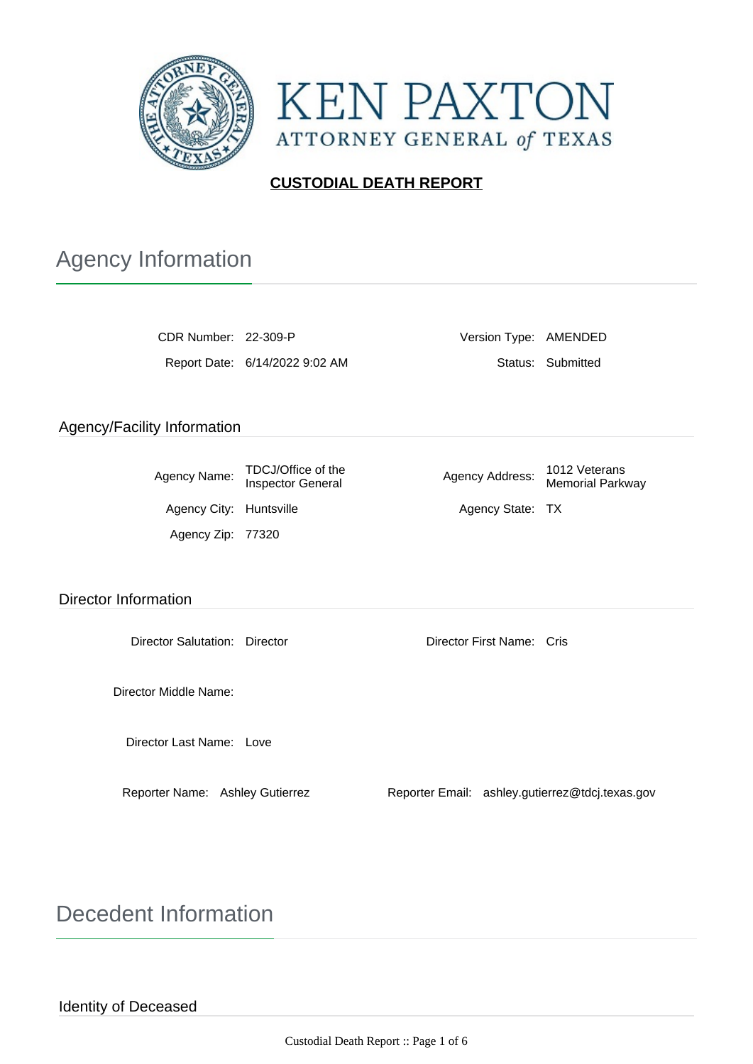KEN PAXTON
ATTORNEY GENERAL of TEXAS

**CUSTODIAL DEATH REPORT**

# Agency Information

CDR Number: 22-309-P

Version Type: AMENDED

Report Date: 6/14/2022 9:02 AM

Status: Submitted

## Agency/Facility Information

Agency Name: TDCJ/Office of the Inspector General

Agency Address: 1012 Veterans Memorial Parkway

Agency City: Huntsville

Agency State: TX

Agency Zip: 77320

## Director Information

Director Salutation: Director

Director First Name: Cris

Director Middle Name:

Director Last Name: Love

Reporter Name: Ashley Gutierrez

Reporter Email: ashley.gutierrez@tdcj.texas.gov

# Decedent Information

## Identity of Deceased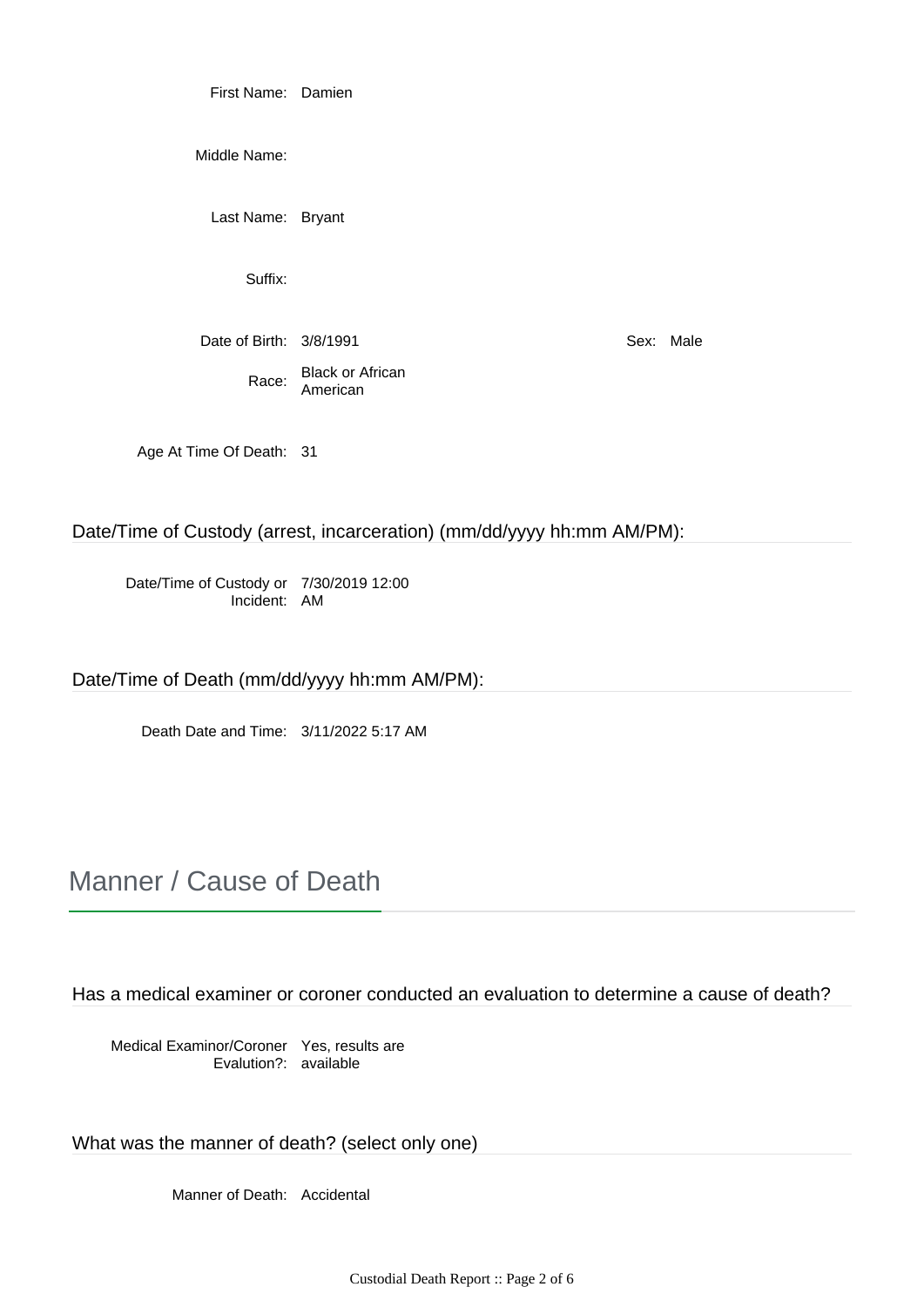First Name: Damien

Middle Name:

Last Name: Bryant

Suffix:

Date of Birth: 3/8/1991 Sex: Male

Race: Black or African American

Age At Time Of Death: 31

### Date/Time of Custody (arrest, incarceration) (mm/dd/yyyy hh:mm AM/PM):

Date/Time of Custody or Incident: 7/30/2019 12:00 AM

### Date/Time of Death (mm/dd/yyyy hh:mm AM/PM):

Death Date and Time: 3/11/2022 5:17 AM

## Manner / Cause of Death

### Has a medical examiner or coroner conducted an evaluation to determine a cause of death?

Medical Examinor/Coroner Evalution?: Yes, results are available

### What was the manner of death? (select only one)

Manner of Death: Accidental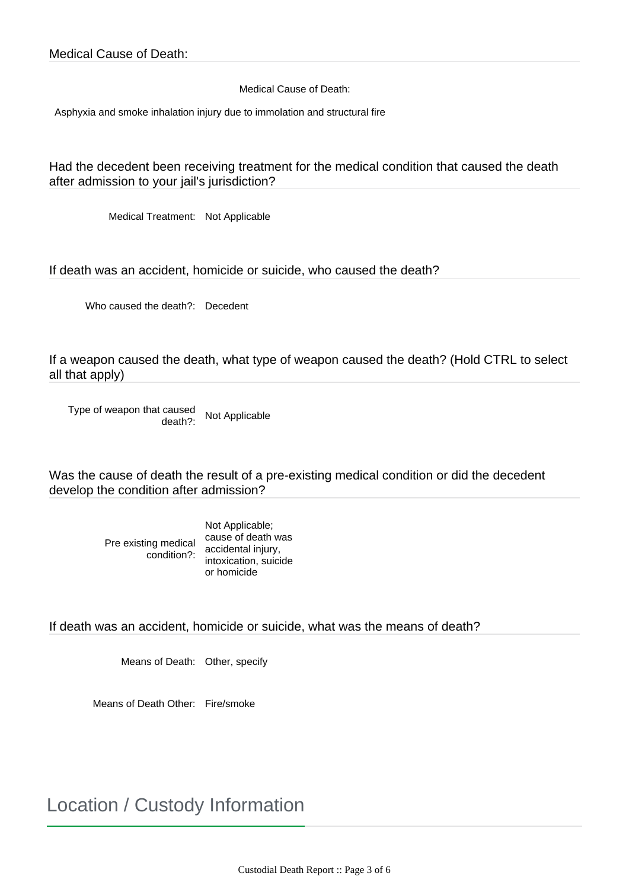## Medical Cause of Death:

Medical Cause of Death:

Asphyxia and smoke inhalation injury due to immolation and structural fire

## Had the decedent been receiving treatment for the medical condition that caused the death after admission to your jail's jurisdiction?

Medical Treatment: Not Applicable

## If death was an accident, homicide or suicide, who caused the death?

Who caused the death?: Decedent

## If a weapon caused the death, what type of weapon caused the death? (Hold CTRL to select all that apply)

Type of weapon that caused death?: Not Applicable

## Was the cause of death the result of a pre-existing medical condition or did the decedent develop the condition after admission?

Pre existing medical condition?: Not Applicable; cause of death was accidental injury, intoxication, suicide or homicide

## If death was an accident, homicide or suicide, what was the means of death?

Means of Death: Other, specify

Means of Death Other: Fire/smoke

# Location / Custody Information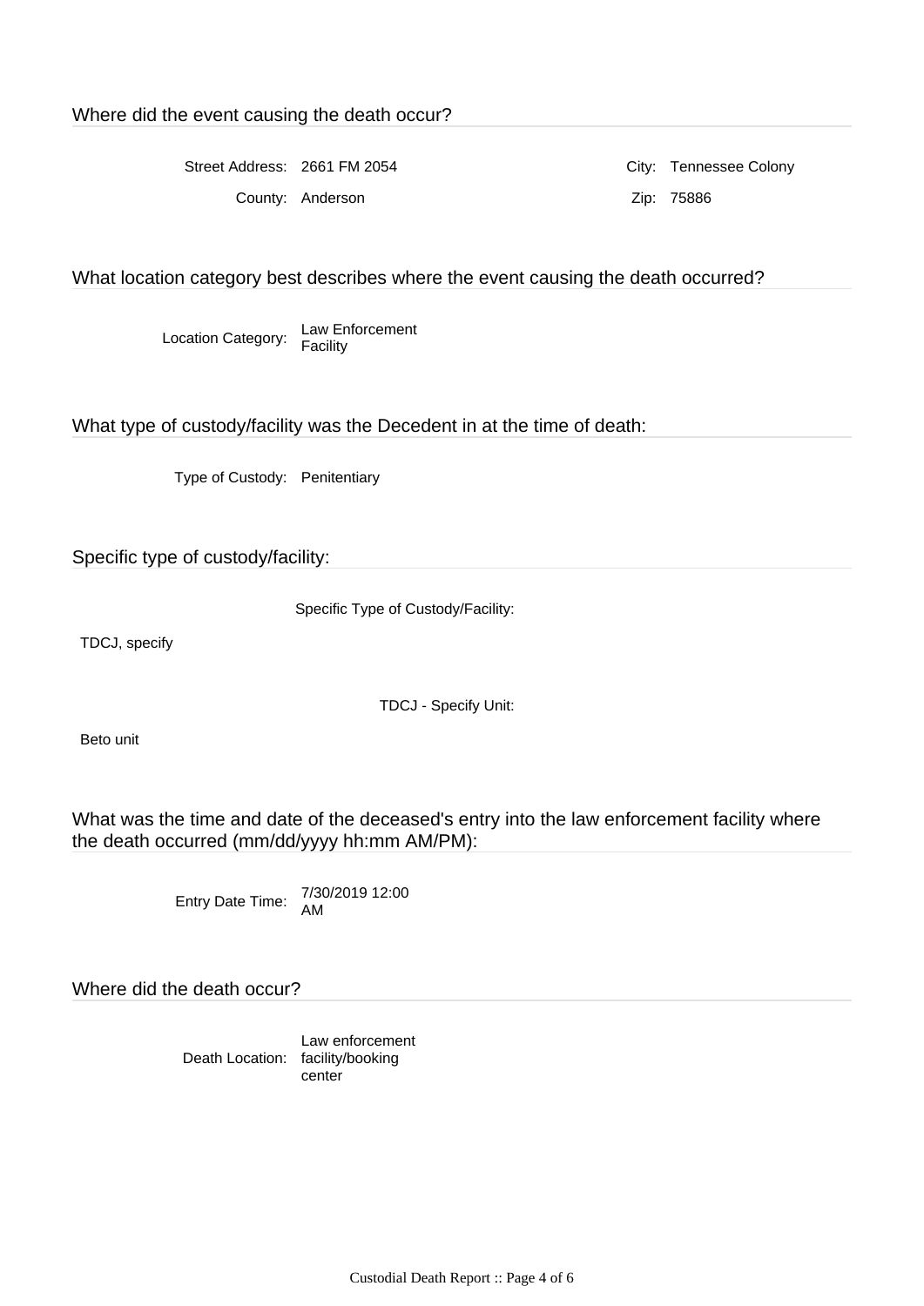## Where did the event causing the death occur?

Street Address: 2661 FM 2054

City: Tennessee Colony

County: Anderson

Zip: 75886

## What location category best describes where the event causing the death occurred?

Location Category: Law Enforcement Facility

## What type of custody/facility was the Decedent in at the time of death:

Type of Custody: Penitentiary

## Specific type of custody/facility:

Specific Type of Custody/Facility:

TDCJ, specify

TDCJ - Specify Unit:

Beto unit

## What was the time and date of the deceased's entry into the law enforcement facility where the death occurred (mm/dd/yyyy hh:mm AM/PM):

Entry Date Time: 7/30/2019 12:00 AM

## Where did the death occur?

Death Location: Law enforcement facility/booking center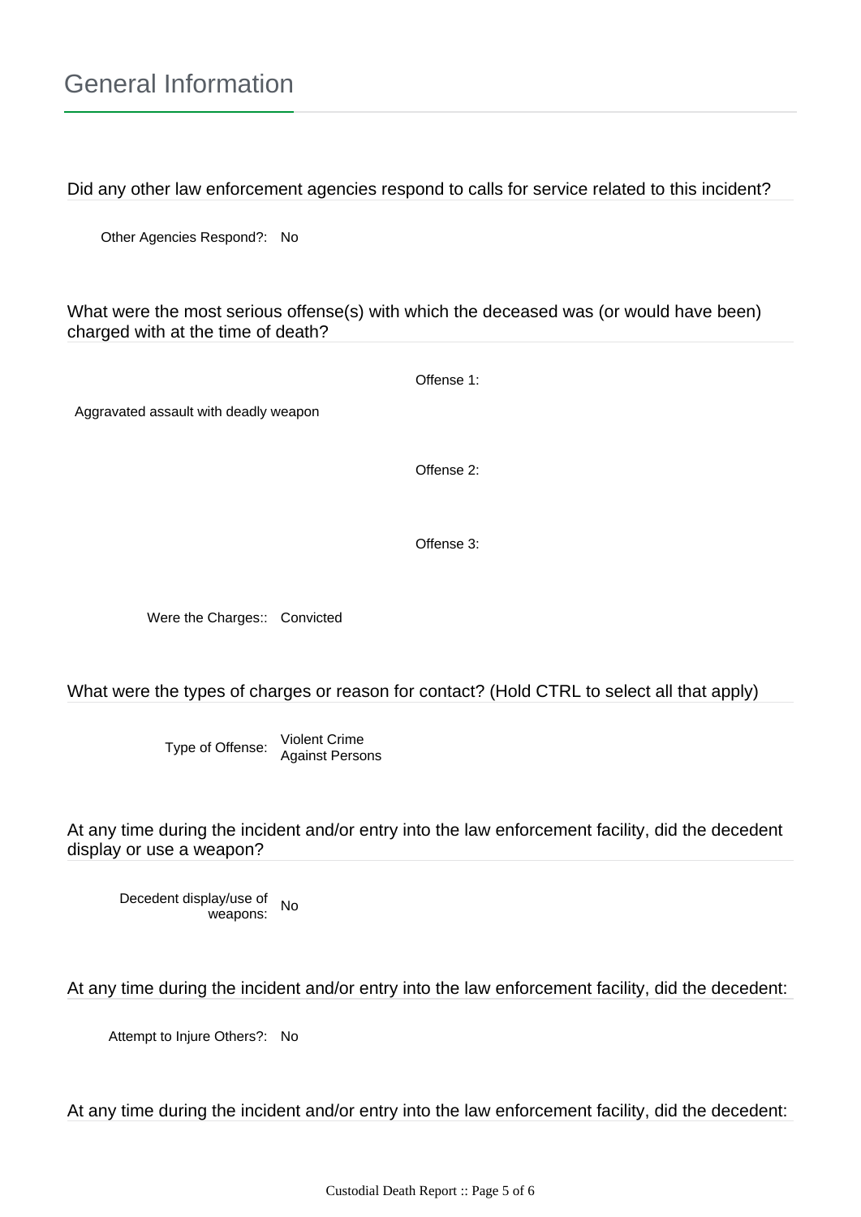# General Information

Did any other law enforcement agencies respond to calls for service related to this incident?

Other Agencies Respond?: No

What were the most serious offense(s) with which the deceased was (or would have been) charged with at the time of death?

Offense 1:

Aggravated assault with deadly weapon

Offense 2:

Offense 3:

Were the Charges:: Convicted

What were the types of charges or reason for contact? (Hold CTRL to select all that apply)

Type of Offense: Violent Crime Against Persons

At any time during the incident and/or entry into the law enforcement facility, did the decedent display or use a weapon?

Decedent display/use of weapons: No

At any time during the incident and/or entry into the law enforcement facility, did the decedent:

Attempt to Injure Others?: No

At any time during the incident and/or entry into the law enforcement facility, did the decedent: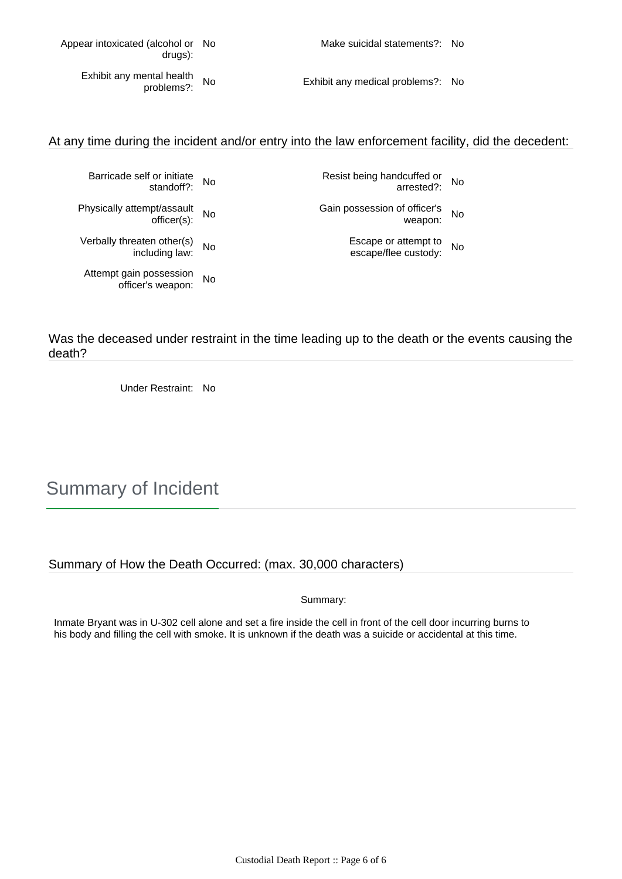| | | | |
|---|---|---|---|
| Appear intoxicated (alcohol or drugs): | No | Make suicidal statements?: | No |
| Exhibit any mental health problems?: | No | Exhibit any medical problems?: | No |

### At any time during the incident and/or entry into the law enforcement facility, did the decedent:

| | | | |
|---|---|---|---|
| Barricade self or initiate standoff?: | No | Resist being handcuffed or arrested?: | No |
| Physically attempt/assault officer(s): | No | Gain possession of officer's weapon: | No |
| Verbally threaten other(s) including law: | No | Escape or attempt to escape/flee custody: | No |
| Attempt gain possession officer's weapon: | No | | |

### Was the deceased under restraint in the time leading up to the death or the events causing the death?

Under Restraint: No

## Summary of Incident

### Summary of How the Death Occurred: (max. 30,000 characters)

Summary:

Inmate Bryant was in U-302 cell alone and set a fire inside the cell in front of the cell door incurring burns to his body and filling the cell with smoke. It is unknown if the death was a suicide or accidental at this time.